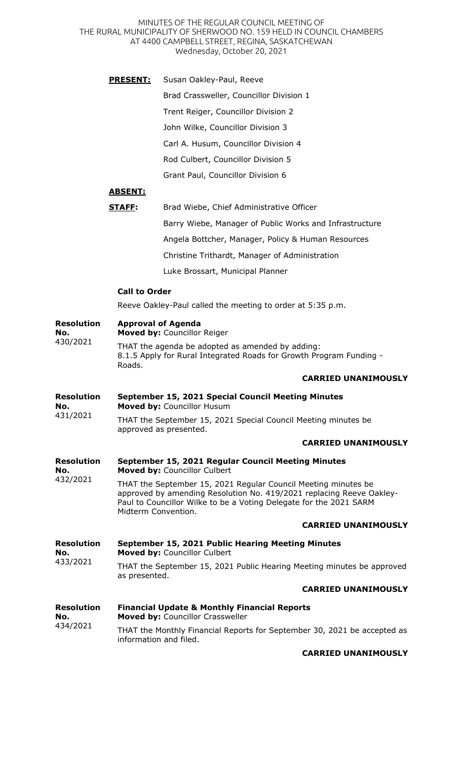# MINUTES OF THE REGULAR COUNCIL MEETING OF THE RURAL MUNICIPALITY OF SHERWOOD NO. 159 HELD IN COUNCIL CHAMBERS AT 4400 CAMPBELL STREET, REGINA, SASKATCHEWAN

Wednesday, October 20, 2021

**PRESENT:**
Susan Oakley-Paul, Reeve
Brad Crassweller, Councillor Division 1
Trent Reiger, Councillor Division 2
John Wilke, Councillor Division 3
Carl A. Husum, Councillor Division 4
Rod Culbert, Councillor Division 5
Grant Paul, Councillor Division 6

**ABSENT:**

**STAFF:**
Brad Wiebe, Chief Administrative Officer
Barry Wiebe, Manager of Public Works and Infrastructure
Angela Bottcher, Manager, Policy & Human Resources
Christine Trithardt, Manager of Administration
Luke Brossart, Municipal Planner

**Call to Order**

Reeve Oakley-Paul called the meeting to order at 5:35 p.m.

**Resolution No. 430/2021**

**Approval of Agenda**
**Moved by:** Councillor Reiger

THAT the agenda be adopted as amended by adding:
8.1.5 Apply for Rural Integrated Roads for Growth Program Funding - Roads.

**CARRIED UNANIMOUSLY**

**Resolution No. 431/2021**

**September 15, 2021 Special Council Meeting Minutes**
**Moved by:** Councillor Husum

THAT the September 15, 2021 Special Council Meeting minutes be approved as presented.

**CARRIED UNANIMOUSLY**

**Resolution No. 432/2021**

**September 15, 2021 Regular Council Meeting Minutes**
**Moved by:** Councillor Culbert

THAT the September 15, 2021 Regular Council Meeting minutes be approved by amending Resolution No. 419/2021 replacing Reeve Oakley-Paul to Councillor Wilke to be a Voting Delegate for the 2021 SARM Midterm Convention.

**CARRIED UNANIMOUSLY**

**Resolution No. 433/2021**

**September 15, 2021 Public Hearing Meeting Minutes**
**Moved by:** Councillor Culbert

THAT the September 15, 2021 Public Hearing Meeting minutes be approved as presented.

**CARRIED UNANIMOUSLY**

**Resolution No. 434/2021**

**Financial Update & Monthly Financial Reports**
**Moved by:** Councillor Crassweller

THAT the Monthly Financial Reports for September 30, 2021 be accepted as information and filed.

**CARRIED UNANIMOUSLY**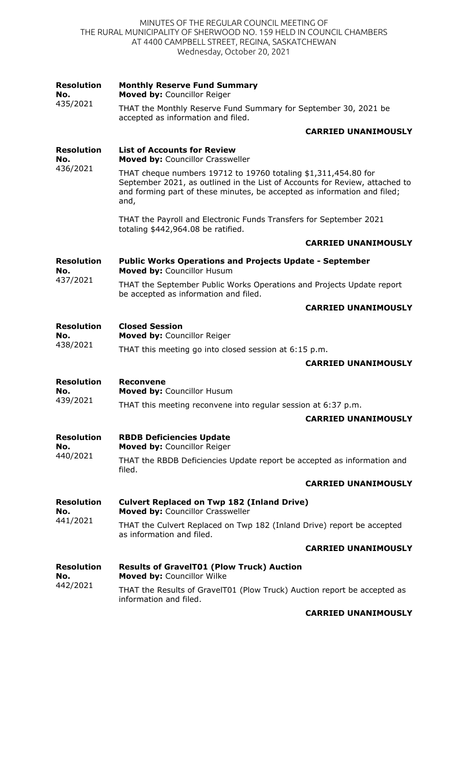MINUTES OF THE REGULAR COUNCIL MEETING OF THE RURAL MUNICIPALITY OF SHERWOOD NO. 159 HELD IN COUNCIL CHAMBERS AT 4400 CAMPBELL STREET, REGINA, SASKATCHEWAN
Wednesday, October 20, 2021

**Resolution No.** 435/2021

**Monthly Reserve Fund Summary**
**Moved by:** Councillor Reiger

THAT the Monthly Reserve Fund Summary for September 30, 2021 be accepted as information and filed.

**CARRIED UNANIMOUSLY**

**Resolution No.** 436/2021

**List of Accounts for Review**
**Moved by:** Councillor Crassweller

THAT cheque numbers 19712 to 19760 totaling $1,311,454.80 for September 2021, as outlined in the List of Accounts for Review, attached to and forming part of these minutes, be accepted as information and filed; and,

THAT the Payroll and Electronic Funds Transfers for September 2021 totaling $442,964.08 be ratified.

**CARRIED UNANIMOUSLY**

**Resolution No.** 437/2021

**Public Works Operations and Projects Update - September**
**Moved by:** Councillor Husum

THAT the September Public Works Operations and Projects Update report be accepted as information and filed.

**CARRIED UNANIMOUSLY**

**Resolution No.** 438/2021

**Closed Session**
**Moved by:** Councillor Reiger

THAT this meeting go into closed session at 6:15 p.m.

**CARRIED UNANIMOUSLY**

**Resolution No.** 439/2021

**Reconvene**
**Moved by:** Councillor Husum

THAT this meeting reconvene into regular session at 6:37 p.m.

**CARRIED UNANIMOUSLY**

**Resolution No.** 440/2021

**RBDB Deficiencies Update**
**Moved by:** Councillor Reiger

THAT the RBDB Deficiencies Update report be accepted as information and filed.

**CARRIED UNANIMOUSLY**

**Resolution No.** 441/2021

**Culvert Replaced on Twp 182 (Inland Drive)**
**Moved by:** Councillor Crassweller

THAT the Culvert Replaced on Twp 182 (Inland Drive) report be accepted as information and filed.

**CARRIED UNANIMOUSLY**

**Resolution No.** 442/2021

**Results of GravelT01 (Plow Truck) Auction**
**Moved by:** Councillor Wilke

THAT the Results of GravelT01 (Plow Truck) Auction report be accepted as information and filed.

**CARRIED UNANIMOUSLY**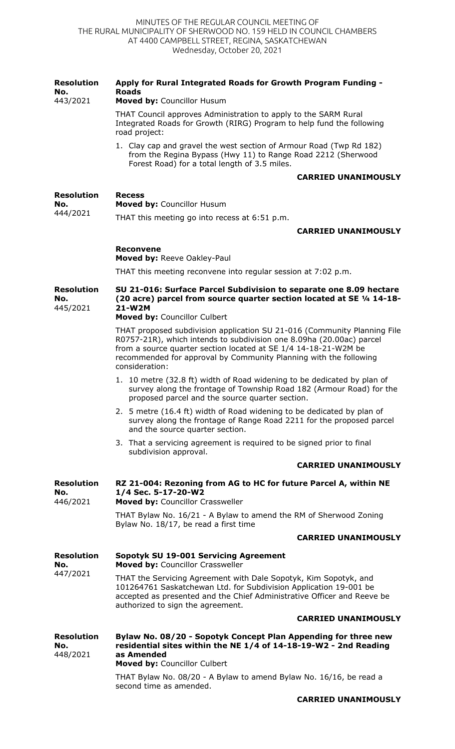**Resolution No. 443/2021**

**Apply for Rural Integrated Roads for Growth Program Funding - Roads**

**Moved by:** Councillor Husum

THAT Council approves Administration to apply to the SARM Rural Integrated Roads for Growth (RIRG) Program to help fund the following road project:

1. Clay cap and gravel the west section of Armour Road (Twp Rd 182) from the Regina Bypass (Hwy 11) to Range Road 2212 (Sherwood Forest Road) for a total length of 3.5 miles.

**CARRIED UNANIMOUSLY**

**Resolution No. 444/2021**

**Recess**

**Moved by:** Councillor Husum

THAT this meeting go into recess at 6:51 p.m.

**CARRIED UNANIMOUSLY**

**Reconvene**

**Moved by:** Reeve Oakley-Paul

THAT this meeting reconvene into regular session at 7:02 p.m.

**Resolution No. 445/2021**

**SU 21-016: Surface Parcel Subdivision to separate one 8.09 hectare (20 acre) parcel from source quarter section located at SE ¼ 14-18-21-W2M**

**Moved by:** Councillor Culbert

THAT proposed subdivision application SU 21-016 (Community Planning File R0757-21R), which intends to subdivision one 8.09ha (20.00ac) parcel from a source quarter section located at SE 1/4 14-18-21-W2M be recommended for approval by Community Planning with the following consideration:

1. 10 metre (32.8 ft) width of Road widening to be dedicated by plan of survey along the frontage of Township Road 182 (Armour Road) for the proposed parcel and the source quarter section.
2. 5 metre (16.4 ft) width of Road widening to be dedicated by plan of survey along the frontage of Range Road 2211 for the proposed parcel and the source quarter section.
3. That a servicing agreement is required to be signed prior to final subdivision approval.

**CARRIED UNANIMOUSLY**

**Resolution No. 446/2021**

**RZ 21-004: Rezoning from AG to HC for future Parcel A, within NE 1/4 Sec. 5-17-20-W2**

**Moved by:** Councillor Crassweller

THAT Bylaw No. 16/21 - A Bylaw to amend the RM of Sherwood Zoning Bylaw No. 18/17, be read a first time

**CARRIED UNANIMOUSLY**

**Resolution No. 447/2021**

**Sopotyk SU 19-001 Servicing Agreement**

**Moved by:** Councillor Crassweller

THAT the Servicing Agreement with Dale Sopotyk, Kim Sopotyk, and 101264761 Saskatchewan Ltd. for Subdivision Application 19-001 be accepted as presented and the Chief Administrative Officer and Reeve be authorized to sign the agreement.

**CARRIED UNANIMOUSLY**

**Resolution No. 448/2021**

**Bylaw No. 08/20 - Sopotyk Concept Plan Appending for three new residential sites within the NE 1/4 of 14-18-19-W2 - 2nd Reading as Amended**

**Moved by:** Councillor Culbert

THAT Bylaw No. 08/20 - A Bylaw to amend Bylaw No. 16/16, be read a second time as amended.

**CARRIED UNANIMOUSLY**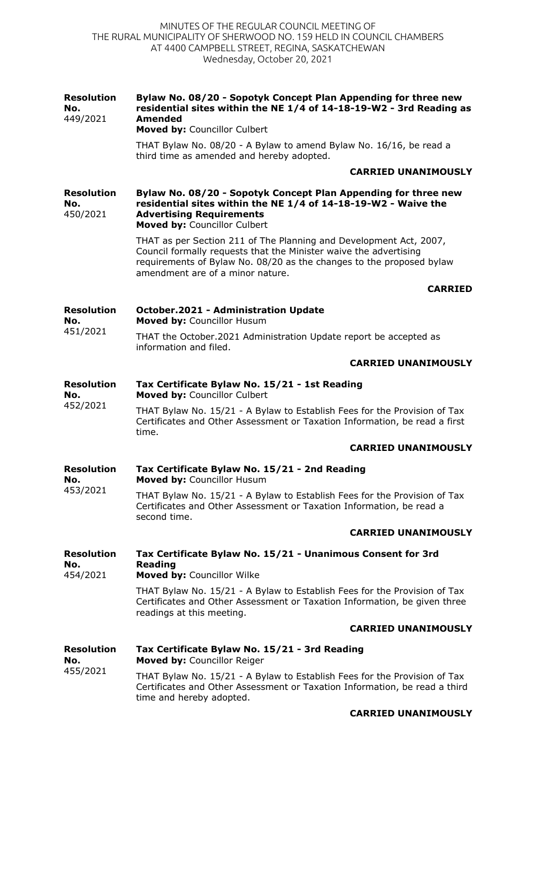**Resolution No. 449/2021**

**Bylaw No. 08/20 - Sopotyk Concept Plan Appending for three new residential sites within the NE 1/4 of 14-18-19-W2 - 3rd Reading as Amended**
**Moved by:** Councillor Culbert

THAT Bylaw No. 08/20 - A Bylaw to amend Bylaw No. 16/16, be read a third time as amended and hereby adopted.

**CARRIED UNANIMOUSLY**

**Resolution No. 450/2021**

**Bylaw No. 08/20 - Sopotyk Concept Plan Appending for three new residential sites within the NE 1/4 of 14-18-19-W2 - Waive the Advertising Requirements**
**Moved by:** Councillor Culbert

THAT as per Section 211 of The Planning and Development Act, 2007, Council formally requests that the Minister waive the advertising requirements of Bylaw No. 08/20 as the changes to the proposed bylaw amendment are of a minor nature.

**CARRIED**

**Resolution No. 451/2021**

**October.2021 - Administration Update**
**Moved by:** Councillor Husum

THAT the October.2021 Administration Update report be accepted as information and filed.

**CARRIED UNANIMOUSLY**

**Resolution No. 452/2021**

**Tax Certificate Bylaw No. 15/21 - 1st Reading**
**Moved by:** Councillor Culbert

THAT Bylaw No. 15/21 - A Bylaw to Establish Fees for the Provision of Tax Certificates and Other Assessment or Taxation Information, be read a first time.

**CARRIED UNANIMOUSLY**

**Resolution No. 453/2021**

**Tax Certificate Bylaw No. 15/21 - 2nd Reading**
**Moved by:** Councillor Husum

THAT Bylaw No. 15/21 - A Bylaw to Establish Fees for the Provision of Tax Certificates and Other Assessment or Taxation Information, be read a second time.

**CARRIED UNANIMOUSLY**

**Resolution No. 454/2021**

**Tax Certificate Bylaw No. 15/21 - Unanimous Consent for 3rd Reading**
**Moved by:** Councillor Wilke

THAT Bylaw No. 15/21 - A Bylaw to Establish Fees for the Provision of Tax Certificates and Other Assessment or Taxation Information, be given three readings at this meeting.

**CARRIED UNANIMOUSLY**

**Resolution No. 455/2021**

**Tax Certificate Bylaw No. 15/21 - 3rd Reading**
**Moved by:** Councillor Reiger

THAT Bylaw No. 15/21 - A Bylaw to Establish Fees for the Provision of Tax Certificates and Other Assessment or Taxation Information, be read a third time and hereby adopted.

**CARRIED UNANIMOUSLY**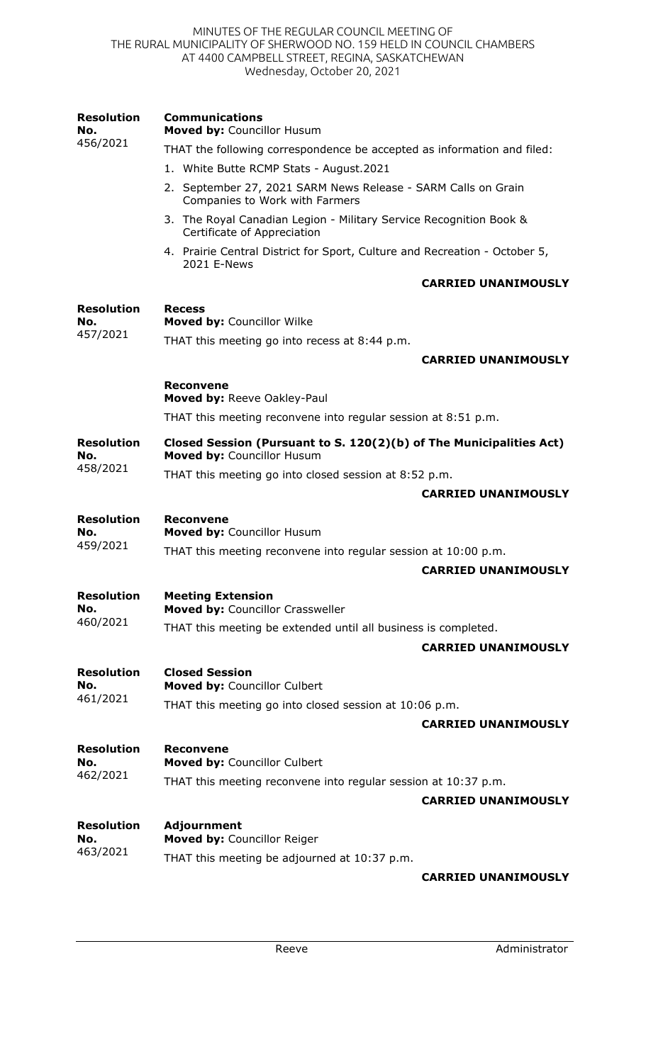MINUTES OF THE REGULAR COUNCIL MEETING OF
THE RURAL MUNICIPALITY OF SHERWOOD NO. 159 HELD IN COUNCIL CHAMBERS
AT 4400 CAMPBELL STREET, REGINA, SASKATCHEWAN
Wednesday, October 20, 2021

**Resolution No.** 456/2021

**Communications**
**Moved by:** Councillor Husum

THAT the following correspondence be accepted as information and filed:

1. White Butte RCMP Stats - August.2021
2. September 27, 2021 SARM News Release - SARM Calls on Grain Companies to Work with Farmers
3. The Royal Canadian Legion - Military Service Recognition Book & Certificate of Appreciation
4. Prairie Central District for Sport, Culture and Recreation - October 5, 2021 E-News

**CARRIED UNANIMOUSLY**

**Resolution No.** 457/2021

**Recess**
**Moved by:** Councillor Wilke

THAT this meeting go into recess at 8:44 p.m.

**CARRIED UNANIMOUSLY**

**Reconvene**
**Moved by:** Reeve Oakley-Paul

THAT this meeting reconvene into regular session at 8:51 p.m.

**Resolution No.** 458/2021

**Closed Session (Pursuant to S. 120(2)(b) of The Municipalities Act)**
**Moved by:** Councillor Husum

THAT this meeting go into closed session at 8:52 p.m.

**CARRIED UNANIMOUSLY**

**Resolution No.** 459/2021

**Reconvene**
**Moved by:** Councillor Husum

THAT this meeting reconvene into regular session at 10:00 p.m.

**CARRIED UNANIMOUSLY**

**Resolution No.** 460/2021

**Meeting Extension**
**Moved by:** Councillor Crassweller

THAT this meeting be extended until all business is completed.

**CARRIED UNANIMOUSLY**

**Resolution No.** 461/2021

**Closed Session**
**Moved by:** Councillor Culbert

THAT this meeting go into closed session at 10:06 p.m.

**CARRIED UNANIMOUSLY**

**Resolution No.** 462/2021

**Reconvene**
**Moved by:** Councillor Culbert

THAT this meeting reconvene into regular session at 10:37 p.m.

**CARRIED UNANIMOUSLY**

**Resolution No.** 463/2021

**Adjournment**
**Moved by:** Councillor Reiger

THAT this meeting be adjourned at 10:37 p.m.

**CARRIED UNANIMOUSLY**

Reeve                                        Administrator